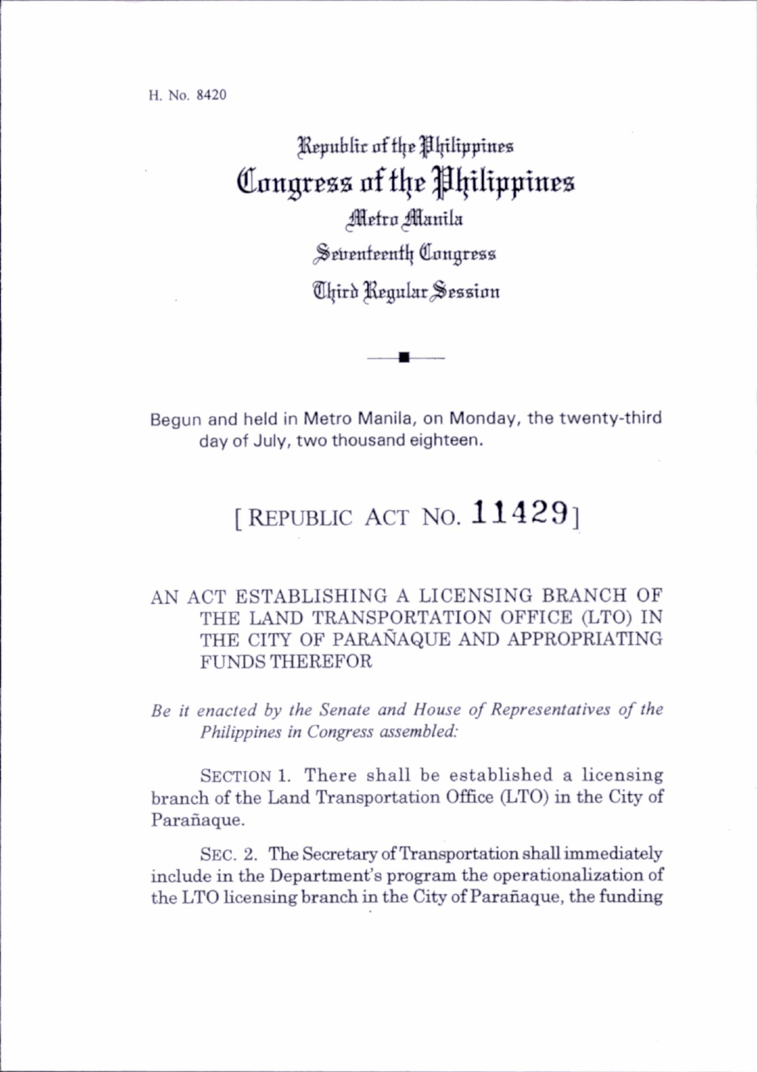H. No. 8420

Republic of the Philippines
# Congress of the Philippines
Metro Manila
Seventeenth Congress
Third Regular Session

Begun and held in Metro Manila, on Monday, the twenty-third day of July, two thousand eighteen.

## [ REPUBLIC ACT NO. 11429 ]

### AN ACT ESTABLISHING A LICENSING BRANCH OF THE LAND TRANSPORTATION OFFICE (LTO) IN THE CITY OF PARAÑAQUE AND APPROPRIATING FUNDS THEREFOR

*Be it enacted by the Senate and House of Representatives of the Philippines in Congress assembled:*

SECTION 1. There shall be established a licensing branch of the Land Transportation Office (LTO) in the City of Parañaque.

SEC. 2. The Secretary of Transportation shall immediately include in the Department's program the operationalization of the LTO licensing branch in the City of Parañaque, the funding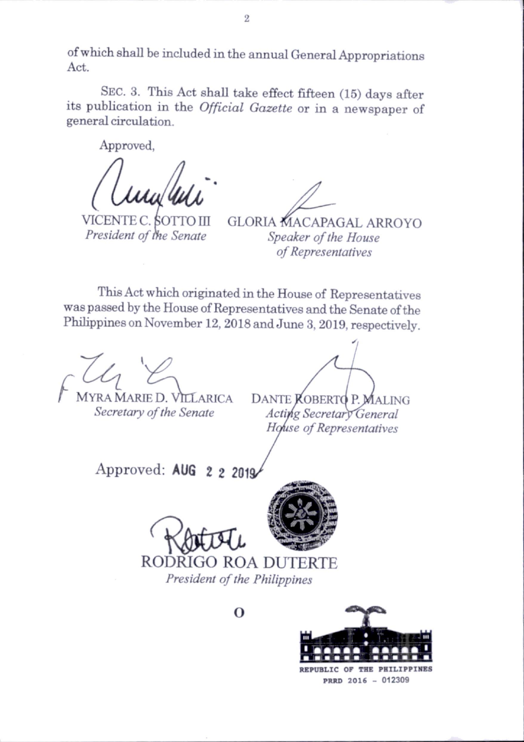of which shall be included in the annual General Appropriations Act.

SEC. 3. This Act shall take effect fifteen (15) days after its publication in the *Official Gazette* or in a newspaper of general circulation.

Approved,

VICENTE C. SOTTO III
*President of the Senate*

GLORIA MACAPAGAL ARROYO
*Speaker of the House of Representatives*

This Act which originated in the House of Representatives was passed by the House of Representatives and the Senate of the Philippines on November 12, 2018 and June 3, 2019, respectively.

MYRA MARIE D. VILLARICA
*Secretary of the Senate*

DANTE ROBERTO P. MALING
*Acting Secretary General House of Representatives*

Approved: **AUG 2 2 2019**

RODRIGO ROA DUTERTE
*President of the Philippines*

O

REPUBLIC OF THE PHILIPPINES
PRRD 2016 - 012309